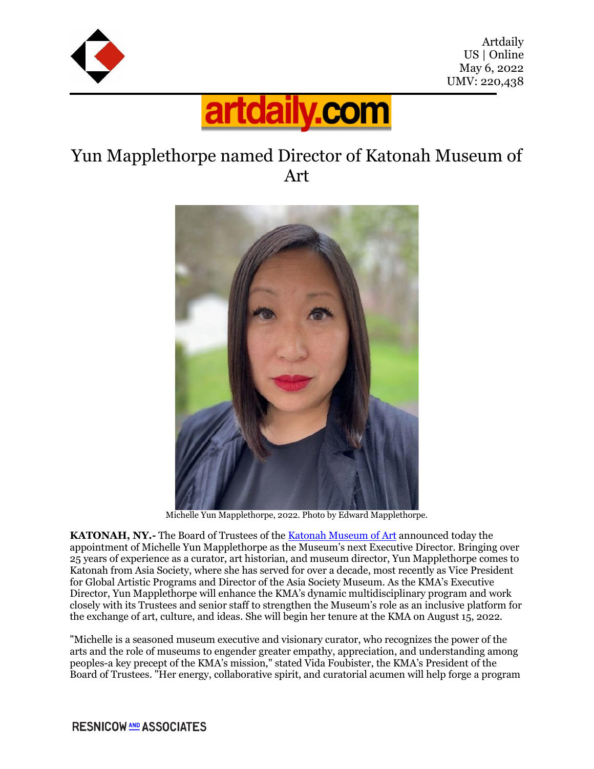Artdaily
US | Online
May 6, 2022
UMV: 220,438

artdaily.com

# Yun Mapplethorpe named Director of Katonah Museum of Art

Michelle Yun Mapplethorpe, 2022. Photo by Edward Mapplethorpe.

**KATONAH, NY.-** The Board of Trustees of the Katonah Museum of Art announced today the appointment of Michelle Yun Mapplethorpe as the Museum's next Executive Director. Bringing over 25 years of experience as a curator, art historian, and museum director, Yun Mapplethorpe comes to Katonah from Asia Society, where she has served for over a decade, most recently as Vice President for Global Artistic Programs and Director of the Asia Society Museum. As the KMA's Executive Director, Yun Mapplethorpe will enhance the KMA's dynamic multidisciplinary program and work closely with its Trustees and senior staff to strengthen the Museum's role as an inclusive platform for the exchange of art, culture, and ideas. She will begin her tenure at the KMA on August 15, 2022.

"Michelle is a seasoned museum executive and visionary curator, who recognizes the power of the arts and the role of museums to engender greater empathy, appreciation, and understanding among peoples-a key precept of the KMA's mission," stated Vida Foubister, the KMA's President of the Board of Trustees. "Her energy, collaborative spirit, and curatorial acumen will help forge a program

RESNICOW AND ASSOCIATES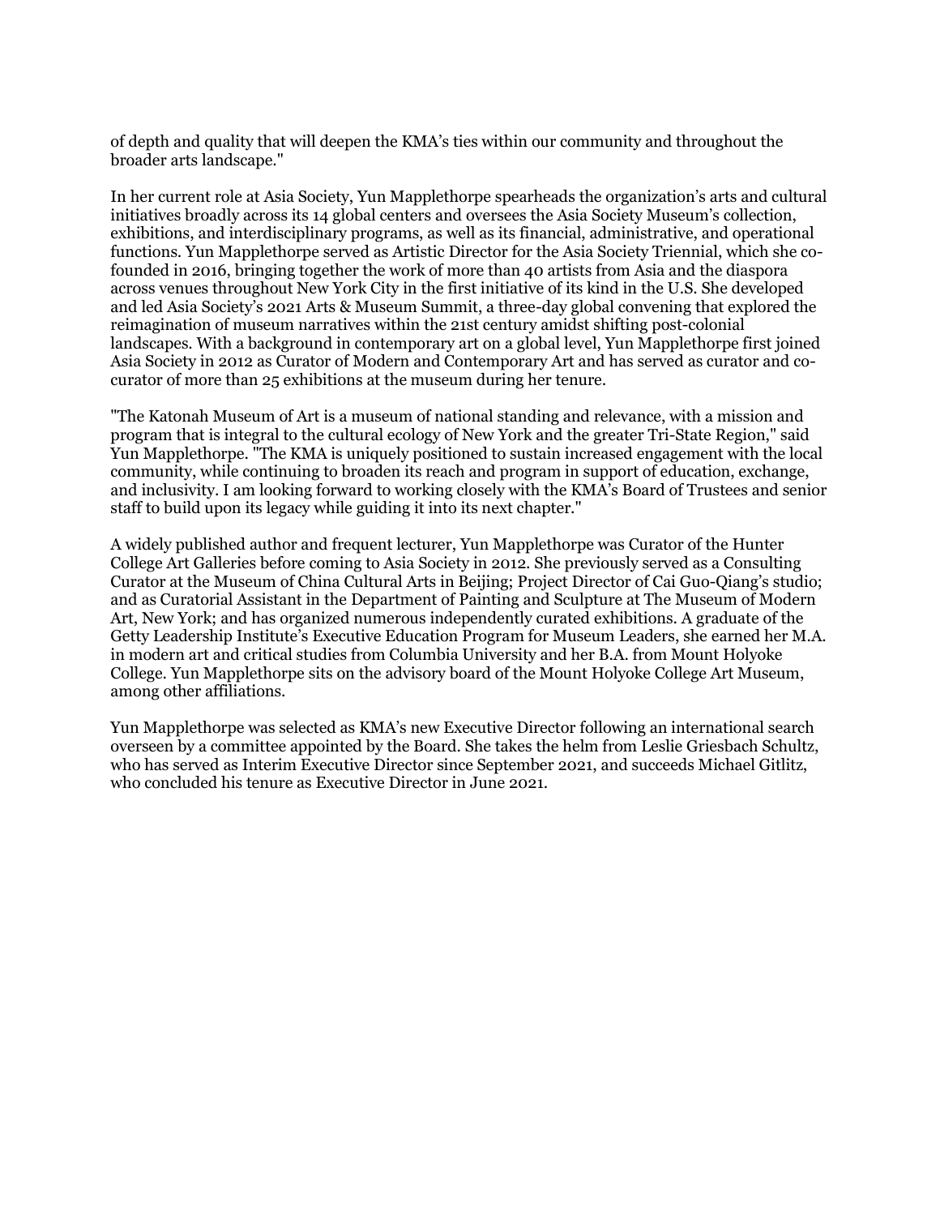of depth and quality that will deepen the KMA's ties within our community and throughout the broader arts landscape."

In her current role at Asia Society, Yun Mapplethorpe spearheads the organization's arts and cultural initiatives broadly across its 14 global centers and oversees the Asia Society Museum's collection, exhibitions, and interdisciplinary programs, as well as its financial, administrative, and operational functions. Yun Mapplethorpe served as Artistic Director for the Asia Society Triennial, which she co-founded in 2016, bringing together the work of more than 40 artists from Asia and the diaspora across venues throughout New York City in the first initiative of its kind in the U.S. She developed and led Asia Society's 2021 Arts & Museum Summit, a three-day global convening that explored the reimagination of museum narratives within the 21st century amidst shifting post-colonial landscapes. With a background in contemporary art on a global level, Yun Mapplethorpe first joined Asia Society in 2012 as Curator of Modern and Contemporary Art and has served as curator and co-curator of more than 25 exhibitions at the museum during her tenure.

"The Katonah Museum of Art is a museum of national standing and relevance, with a mission and program that is integral to the cultural ecology of New York and the greater Tri-State Region," said Yun Mapplethorpe. "The KMA is uniquely positioned to sustain increased engagement with the local community, while continuing to broaden its reach and program in support of education, exchange, and inclusivity. I am looking forward to working closely with the KMA's Board of Trustees and senior staff to build upon its legacy while guiding it into its next chapter."

A widely published author and frequent lecturer, Yun Mapplethorpe was Curator of the Hunter College Art Galleries before coming to Asia Society in 2012. She previously served as a Consulting Curator at the Museum of China Cultural Arts in Beijing; Project Director of Cai Guo-Qiang's studio; and as Curatorial Assistant in the Department of Painting and Sculpture at The Museum of Modern Art, New York; and has organized numerous independently curated exhibitions. A graduate of the Getty Leadership Institute's Executive Education Program for Museum Leaders, she earned her M.A. in modern art and critical studies from Columbia University and her B.A. from Mount Holyoke College. Yun Mapplethorpe sits on the advisory board of the Mount Holyoke College Art Museum, among other affiliations.

Yun Mapplethorpe was selected as KMA's new Executive Director following an international search overseen by a committee appointed by the Board. She takes the helm from Leslie Griesbach Schultz, who has served as Interim Executive Director since September 2021, and succeeds Michael Gitlitz, who concluded his tenure as Executive Director in June 2021.